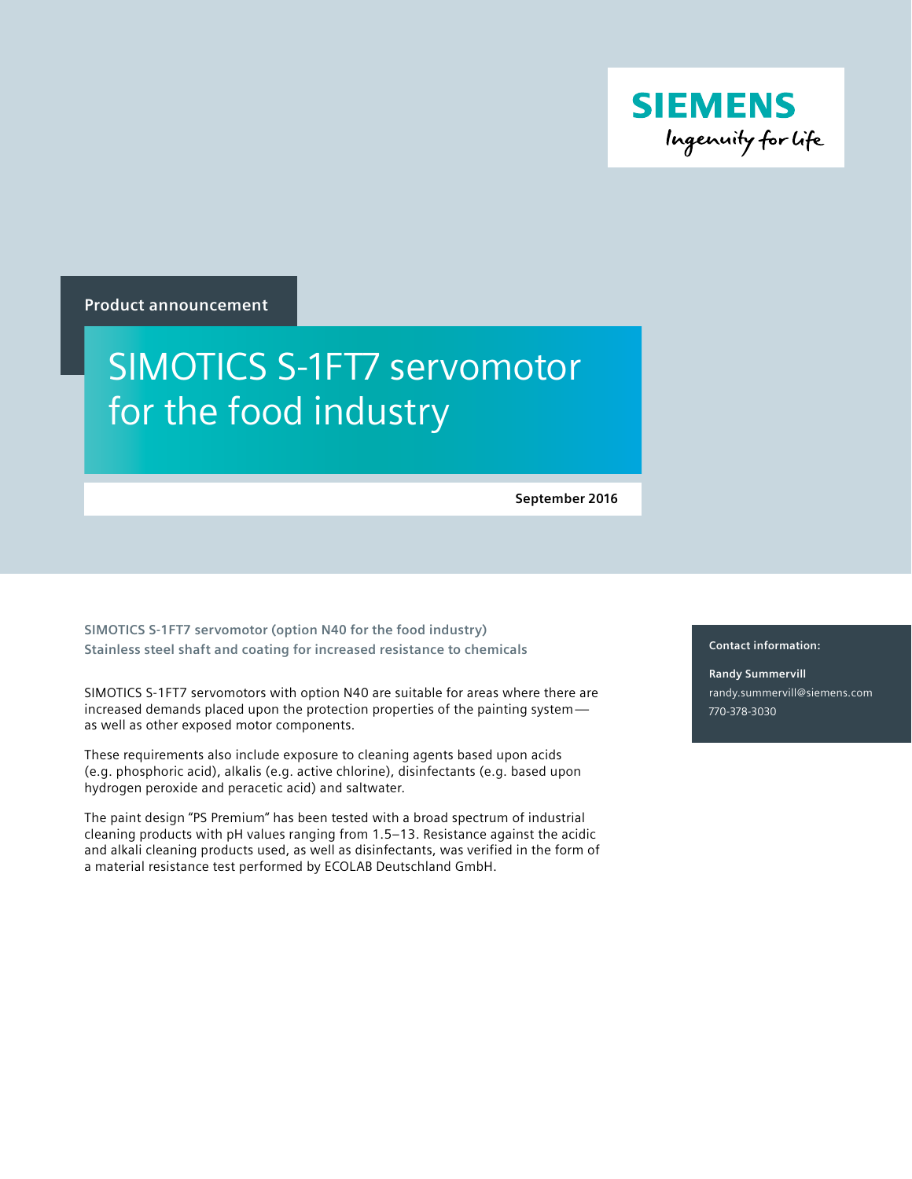SIEMENS

Ingenuity for life

Product announcement

# SIMOTICS S-1FT7 servomotor for the food industry

**September 2016**

**SIMOTICS S-1FT7 servomotor (option N40 for the food industry)**
**Stainless steel shaft and coating for increased resistance to chemicals**

SIMOTICS S-1FT7 servomotors with option N40 are suitable for areas where there are increased demands placed upon the protection properties of the painting system — as well as other exposed motor components.

These requirements also include exposure to cleaning agents based upon acids (e.g. phosphoric acid), alkalis (e.g. active chlorine), disinfectants (e.g. based upon hydrogen peroxide and peracetic acid) and saltwater.

The paint design "PS Premium" has been tested with a broad spectrum of industrial cleaning products with pH values ranging from 1.5–13. Resistance against the acidic and alkali cleaning products used, as well as disinfectants, was verified in the form of a material resistance test performed by ECOLAB Deutschland GmbH.

**Contact information:**

**Randy Summervill**
randy.summervill@siemens.com
770-378-3030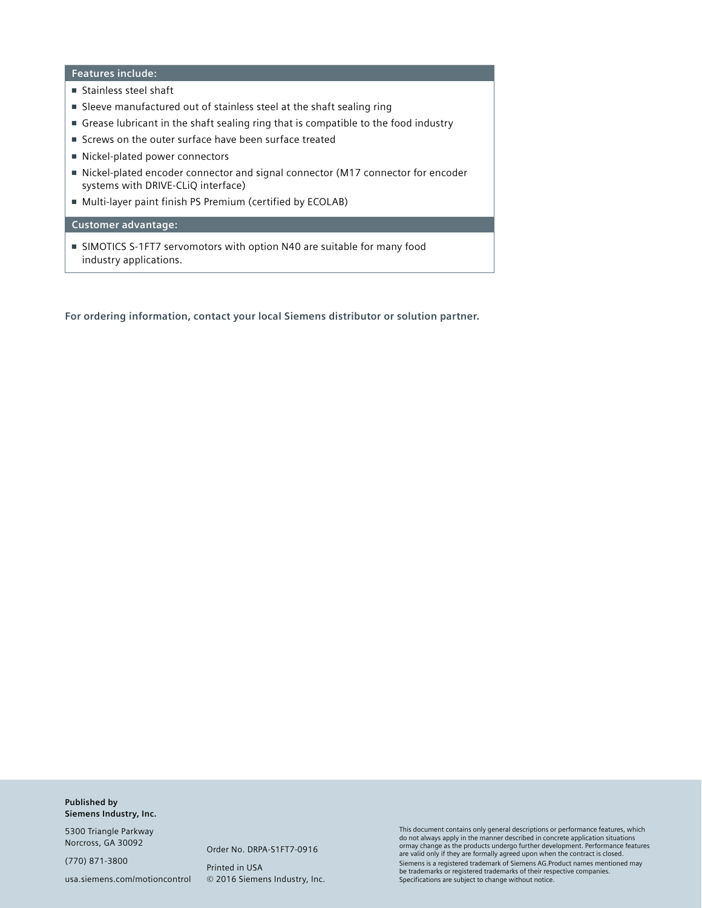### Features include:

- Stainless steel shaft
- Sleeve manufactured out of stainless steel at the shaft sealing ring
- Grease lubricant in the shaft sealing ring that is compatible to the food industry
- Screws on the outer surface have been surface treated
- Nickel-plated power connectors
- Nickel-plated encoder connector and signal connector (M17 connector for encoder systems with DRIVE-CLiQ interface)
- Multi-layer paint finish PS Premium (certified by ECOLAB)

### Customer advantage:

- SIMOTICS S-1FT7 servomotors with option N40 are suitable for many food industry applications.

**For ordering information, contact your local Siemens distributor or solution partner.**

**Published by**
**Siemens Industry, Inc.**

5300 Triangle Parkway
Norcross, GA 30092

(770) 871-3800

usa.siemens.com/motioncontrol

Order No. DRPA-S1FT7-0916

Printed in USA
© 2016 Siemens Industry, Inc.

This document contains only general descriptions or performance features, which do not always apply in the manner described in concrete application situations ormay change as the products undergo further development. Performance features are valid only if they are formally agreed upon when the contract is closed.

Siemens is a registered trademark of Siemens AG.Product names mentioned may be trademarks or registered trademarks of their respective companies. Specifications are subject to change without notice.